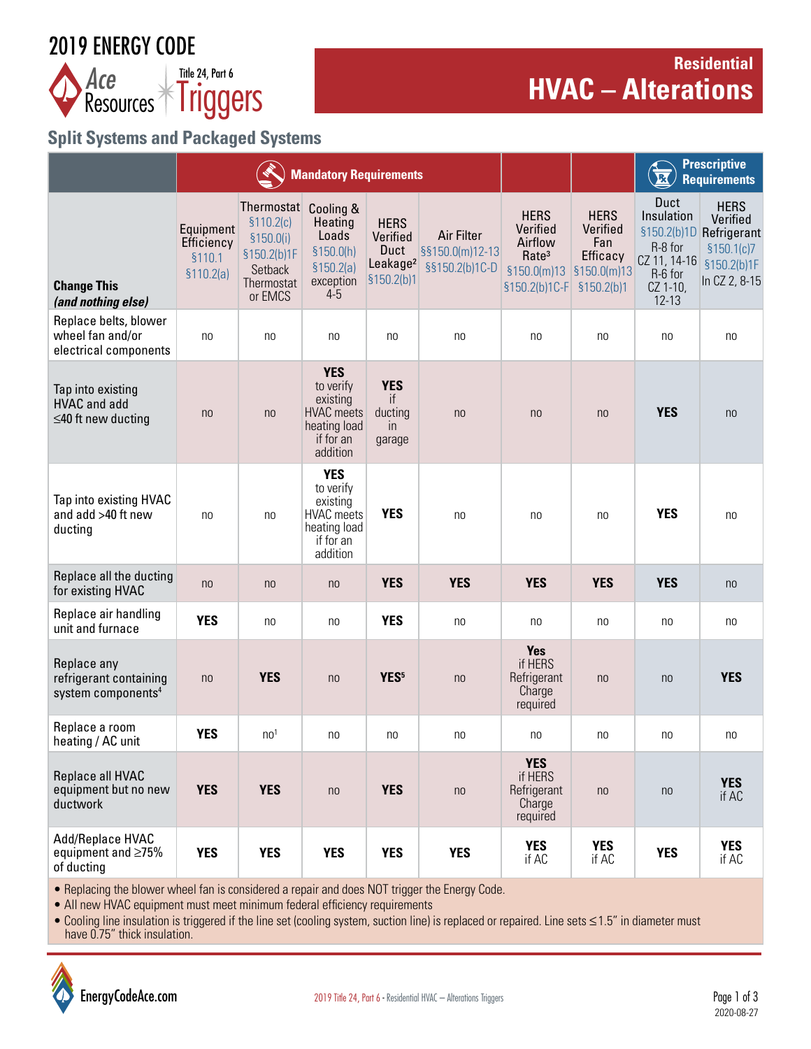# 2019 ENERGY CODE

Ace Resources — Title 24, Part 6 Triggers

## Residential HVAC – Alterations

### Split Systems and Packaged Systems

| Change This (and nothing else) | Mandatory Requirements | | | | | | | Prescriptive Requirements | |
|---|---|---|---|---|---|---|---|---|---|
| | Equipment Efficiency §110.1 §110.2(a) | Thermostat §110.2(c) §150.0(i) §150.2(b)1F Setback Thermostat or EMCS | Cooling & Heating Loads §150.0(h) §150.2(a) exception 4-5 | HERS Verified Duct Leakage[2] §150.2(b)1 | Air Filter §§150.0(m)12-13 §§150.2(b)1C-D | HERS Verified Airflow Rate[3] §150.0(m)13 §150.2(b)1C-F | HERS Verified Fan Efficacy §150.0(m)13 §150.2(b)1 | Duct Insulation §150.2(b)1D R-8 for CZ 11, 14-16 R-6 for CZ 1-10, 12-13 | HERS Verified Refrigerant §150.1(c)7 §150.2(b)1F In CZ 2, 8-15 |
| Replace belts, blower wheel fan and/or electrical components | no | no | no | no | no | no | no | no | no |
| Tap into existing HVAC and add ≤40 ft new ducting | no | no | **YES** to verify existing HVAC meets heating load if for an addition | **YES** if ducting in garage | no | no | no | **YES** | no |
| Tap into existing HVAC and add >40 ft new ducting | no | no | **YES** to verify existing HVAC meets heating load if for an addition | **YES** | no | no | no | **YES** | no |
| Replace all the ducting for existing HVAC | no | no | no | **YES** | **YES** | **YES** | **YES** | **YES** | no |
| Replace air handling unit and furnace | **YES** | no | no | **YES** | no | no | no | no | no |
| Replace any refrigerant containing system components[4] | no | **YES** | no | **YES**[5] | no | **Yes** if HERS Refrigerant Charge required | no | no | **YES** |
| Replace a room heating / AC unit | **YES** | no[1] | no | no | no | no | no | no | no |
| Replace all HVAC equipment but no new ductwork | **YES** | **YES** | no | **YES** | no | **YES** if HERS Refrigerant Charge required | no | no | **YES** if AC |
| Add/Replace HVAC equipment and ≥75% of ducting | **YES** | **YES** | **YES** | **YES** | **YES** | **YES** if AC | **YES** if AC | **YES** | **YES** if AC |

- Replacing the blower wheel fan is considered a repair and does NOT trigger the Energy Code.
- All new HVAC equipment must meet minimum federal efficiency requirements
- Cooling line insulation is triggered if the line set (cooling system, suction line) is replaced or repaired. Line sets ≤1.5" in diameter must have 0.75" thick insulation.

EnergyCodeAce.com

2019 Title 24, Part 6 - Residential HVAC – Alterations Triggers

2020-08-27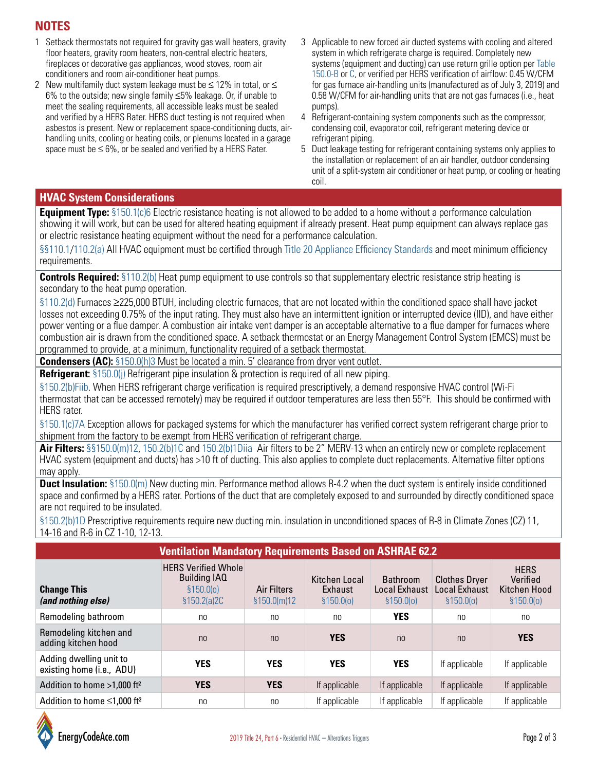## NOTES

1. Setback thermostats not required for gravity gas wall heaters, gravity floor heaters, gravity room heaters, non-central electric heaters, fireplaces or decorative gas appliances, wood stoves, room air conditioners and room air-conditioner heat pumps.
2. New multifamily duct system leakage must be ≤ 12% in total, or ≤ 6% to the outside; new single family ≤5% leakage. Or, if unable to meet the sealing requirements, all accessible leaks must be sealed and verified by a HERS Rater. HERS duct testing is not required when asbestos is present. New or replacement space-conditioning ducts, air-handling units, cooling or heating coils, or plenums located in a garage space must be ≤ 6%, or be sealed and verified by a HERS Rater.
3. Applicable to new forced air ducted systems with cooling and altered system in which refrigerate charge is required. Completely new systems (equipment and ducting) can use return grille option per Table 150.0-B or C, or verified per HERS verification of airflow: 0.45 W/CFM for gas furnace air-handling units (manufactured as of July 3, 2019) and 0.58 W/CFM for air-handling units that are not gas furnaces (i.e., heat pumps).
4. Refrigerant-containing system components such as the compressor, condensing coil, evaporator coil, refrigerant metering device or refrigerant piping.
5. Duct leakage testing for refrigerant containing systems only applies to the installation or replacement of an air handler, outdoor condensing unit of a split-system air conditioner or heat pump, or cooling or heating coil.

## HVAC System Considerations

**Equipment Type:** §150.1(c)6 Electric resistance heating is not allowed to be added to a home without a performance calculation showing it will work, but can be used for altered heating equipment if already present. Heat pump equipment can always replace gas or electric resistance heating equipment without the need for a performance calculation.

§§110.1/110.2(a) All HVAC equipment must be certified through Title 20 Appliance Efficiency Standards and meet minimum efficiency requirements.

**Controls Required:** §110.2(b) Heat pump equipment to use controls so that supplementary electric resistance strip heating is secondary to the heat pump operation.

§110.2(d) Furnaces ≥225,000 BTUH, including electric furnaces, that are not located within the conditioned space shall have jacket losses not exceeding 0.75% of the input rating. They must also have an intermittent ignition or interrupted device (IID), and have either power venting or a flue damper. A combustion air intake vent damper is an acceptable alternative to a flue damper for furnaces where combustion air is drawn from the conditioned space. A setback thermostat or an Energy Management Control System (EMCS) must be programmed to provide, at a minimum, functionality required of a setback thermostat.

**Condensers (AC):** §150.0(h)3 Must be located a min. 5' clearance from dryer vent outlet.

**Refrigerant:** §150.0(j) Refrigerant pipe insulation & protection is required of all new piping.

§150.2(b)Fiib. When HERS refrigerant charge verification is required prescriptively, a demand responsive HVAC control (Wi-Fi thermostat that can be accessed remotely) may be required if outdoor temperatures are less then 55°F. This should be confirmed with HERS rater.

§150.1(c)7A Exception allows for packaged systems for which the manufacturer has verified correct system refrigerant charge prior to shipment from the factory to be exempt from HERS verification of refrigerant charge.

**Air Filters:** §§150.0(m)12, 150.2(b)1C and 150.2(b)1Diia Air filters to be 2" MERV-13 when an entirely new or complete replacement HVAC system (equipment and ducts) has >10 ft of ducting. This also applies to complete duct replacements. Alternative filter options may apply.

**Duct Insulation:** §150.0(m) New ducting min. Performance method allows R-4.2 when the duct system is entirely inside conditioned space and confirmed by a HERS rater. Portions of the duct that are completely exposed to and surrounded by directly conditioned space are not required to be insulated.

§150.2(b)1D Prescriptive requirements require new ducting min. insulation in unconditioned spaces of R-8 in Climate Zones (CZ) 11, 14-16 and R-6 in CZ 1-10, 12-13.

## Ventilation Mandatory Requirements Based on ASHRAE 62.2

| Change This *(and nothing else)* | HERS Verified Whole Building IAQ §150.0(o) §150.2(a)2C | Air Filters §150.0(m)12 | Kitchen Local Exhaust §150.0(o) | Bathroom Local Exhaust §150.0(o) | Clothes Dryer Local Exhaust §150.0(o) | HERS Verified Kitchen Hood §150.0(o) |
|---|---|---|---|---|---|---|
| Remodeling bathroom | no | no | no | **YES** | no | no |
| Remodeling kitchen and adding kitchen hood | no | no | **YES** | no | no | **YES** |
| Adding dwelling unit to existing home (i.e., ADU) | **YES** | **YES** | **YES** | **YES** | If applicable | If applicable |
| Addition to home >1,000 ft² | **YES** | **YES** | If applicable | If applicable | If applicable | If applicable |
| Addition to home ≤1,000 ft² | no | no | If applicable | If applicable | If applicable | If applicable |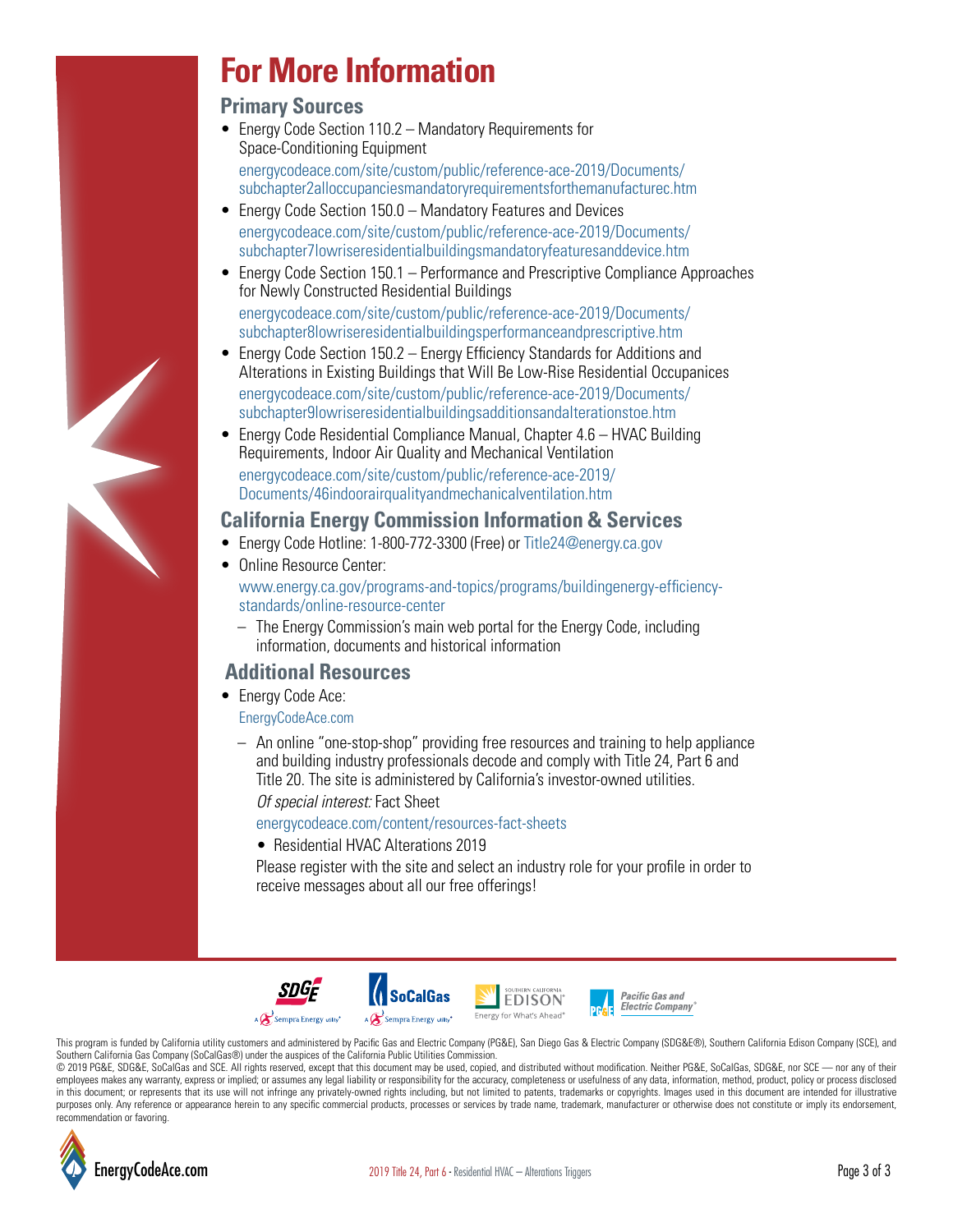# For More Information

## Primary Sources

- Energy Code Section 110.2 – Mandatory Requirements for Space-Conditioning Equipment
  energycodeace.com/site/custom/public/reference-ace-2019/Documents/subchapter2alloccupanciesmandatoryrequirementsforthemanufacturec.htm
- Energy Code Section 150.0 – Mandatory Features and Devices
  energycodeace.com/site/custom/public/reference-ace-2019/Documents/subchapter7lowriseresidentialbuildingsmandatoryfeaturesanddevice.htm
- Energy Code Section 150.1 – Performance and Prescriptive Compliance Approaches for Newly Constructed Residential Buildings
  energycodeace.com/site/custom/public/reference-ace-2019/Documents/subchapter8lowriseresidentialbuildingsperformanceandprescriptive.htm
- Energy Code Section 150.2 – Energy Efficiency Standards for Additions and Alterations in Existing Buildings that Will Be Low-Rise Residential Occupanices
  energycodeace.com/site/custom/public/reference-ace-2019/Documents/subchapter9lowriseresidentialbuildingsadditionsandalterationstoe.htm
- Energy Code Residential Compliance Manual, Chapter 4.6 – HVAC Building Requirements, Indoor Air Quality and Mechanical Ventilation
  energycodeace.com/site/custom/public/reference-ace-2019/Documents/46indoorairqualityandmechanicalventilation.htm

## California Energy Commission Information & Services

- Energy Code Hotline: 1-800-772-3300 (Free) or Title24@energy.ca.gov
- Online Resource Center:
  www.energy.ca.gov/programs-and-topics/programs/buildingenergy-efficiency-standards/online-resource-center
  - The Energy Commission's main web portal for the Energy Code, including information, documents and historical information

## Additional Resources

- Energy Code Ace:
  EnergyCodeAce.com
  - An online "one-stop-shop" providing free resources and training to help appliance and building industry professionals decode and comply with Title 24, Part 6 and Title 20. The site is administered by California's investor-owned utilities.

    *Of special interest:* Fact Sheet

    energycodeace.com/content/resources-fact-sheets

    - Residential HVAC Alterations 2019

    Please register with the site and select an industry role for your profile in order to receive messages about all our free offerings!

SDGE – A Sempra Energy utility · SoCalGas – A Sempra Energy utility · Southern California Edison – Energy for What's Ahead · Pacific Gas and Electric Company

This program is funded by California utility customers and administered by Pacific Gas and Electric Company (PG&E), San Diego Gas & Electric Company (SDG&E®), Southern California Edison Company (SCE), and Southern California Gas Company (SoCalGas®) under the auspices of the California Public Utilities Commission.

© 2019 PG&E, SDG&E, SoCalGas and SCE. All rights reserved, except that this document may be used, copied, and distributed without modification. Neither PG&E, SoCalGas, SDG&E, nor SCE — nor any of their employees makes any warranty, express or implied; or assumes any legal liability or responsibility for the accuracy, completeness or usefulness of any data, information, method, product, policy or process disclosed in this document; or represents that its use will not infringe any privately-owned rights including, but not limited to, patents, trademarks or copyrights. Images used in this document are intended for illustrative purposes only. Any reference or appearance herein to any specific commercial products, processes or services by trade name, trademark, manufacturer or otherwise does not constitute or imply its endorsement, recommendation or favoring.